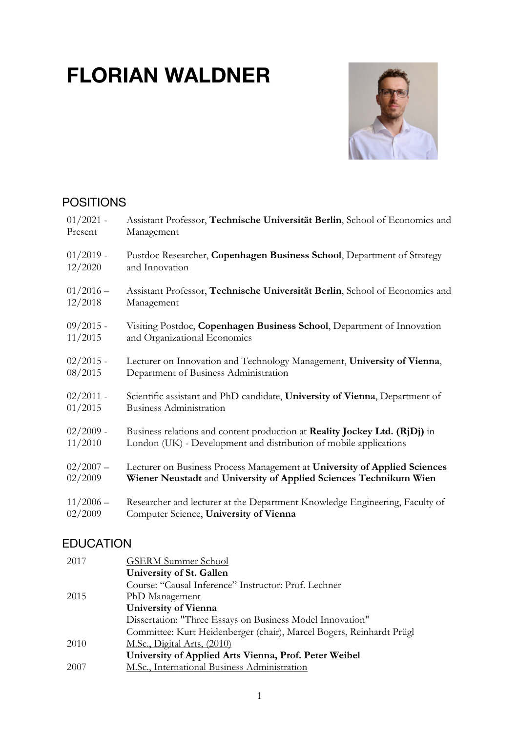# FLORIAN WALDNER

## POSITIONS

| | |
|---|---|
| 01/2021 - Present | Assistant Professor, **Technische Universität Berlin**, School of Economics and Management |
| 01/2019 - 12/2020 | Postdoc Researcher, **Copenhagen Business School**, Department of Strategy and Innovation |
| 01/2016 – 12/2018 | Assistant Professor, **Technische Universität Berlin**, School of Economics and Management |
| 09/2015 - 11/2015 | Visiting Postdoc, **Copenhagen Business School**, Department of Innovation and Organizational Economics |
| 02/2015 - 08/2015 | Lecturer on Innovation and Technology Management, **University of Vienna**, Department of Business Administration |
| 02/2011 - 01/2015 | Scientific assistant and PhD candidate, **University of Vienna**, Department of Business Administration |
| 02/2009 - 11/2010 | Business relations and content production at **Reality Jockey Ltd. (RjDj)** in London (UK) - Development and distribution of mobile applications |
| 02/2007 – 02/2009 | Lecturer on Business Process Management at **University of Applied Sciences Wiener Neustadt** and **University of Applied Sciences Technikum Wien** |
| 11/2006 – 02/2009 | Researcher and lecturer at the Department Knowledge Engineering, Faculty of Computer Science, **University of Vienna** |

## EDUCATION

| | |
|---|---|
| 2017 | <u>GSERM Summer School</u><br>**University of St. Gallen**<br>Course: "Causal Inference" Instructor: Prof. Lechner |
| 2015 | <u>PhD Management</u><br>**University of Vienna**<br>Dissertation: "Three Essays on Business Model Innovation"<br>Committee: Kurt Heidenberger (chair), Marcel Bogers, Reinhardt Prügl |
| 2010 | <u>M.Sc., Digital Arts, (2010)</u><br>**University of Applied Arts Vienna, Prof. Peter Weibel** |
| 2007 | <u>M.Sc., International Business Administration</u> |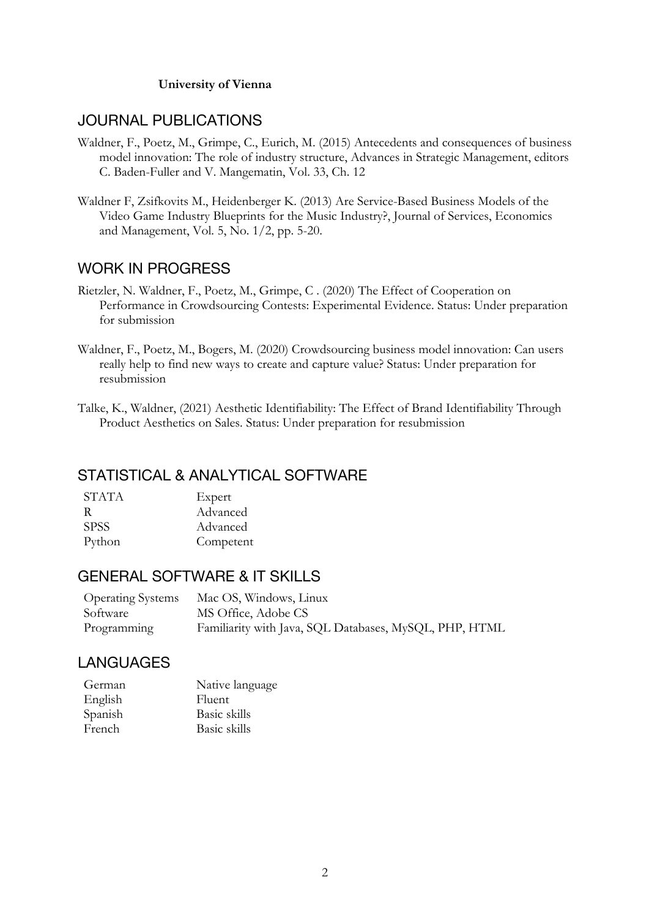**University of Vienna**

## JOURNAL PUBLICATIONS

Waldner, F., Poetz, M., Grimpe, C., Eurich, M. (2015) Antecedents and consequences of business model innovation: The role of industry structure, Advances in Strategic Management, editors C. Baden-Fuller and V. Mangematin, Vol. 33, Ch. 12

Waldner F, Zsifkovits M., Heidenberger K. (2013) Are Service-Based Business Models of the Video Game Industry Blueprints for the Music Industry?, Journal of Services, Economics and Management, Vol. 5, No. 1/2, pp. 5-20.

## WORK IN PROGRESS

Rietzler, N. Waldner, F., Poetz, M., Grimpe, C . (2020) The Effect of Cooperation on Performance in Crowdsourcing Contests: Experimental Evidence. Status: Under preparation for submission

Waldner, F., Poetz, M., Bogers, M. (2020) Crowdsourcing business model innovation: Can users really help to find new ways to create and capture value? Status: Under preparation for resubmission

Talke, K., Waldner, (2021) Aesthetic Identifiability: The Effect of Brand Identifiability Through Product Aesthetics on Sales. Status: Under preparation for resubmission

## STATISTICAL & ANALYTICAL SOFTWARE

| | |
|---|---|
| STATA | Expert |
| R | Advanced |
| SPSS | Advanced |
| Python | Competent |

## GENERAL SOFTWARE & IT SKILLS

| | |
|---|---|
| Operating Systems | Mac OS, Windows, Linux |
| Software | MS Office, Adobe CS |
| Programming | Familiarity with Java, SQL Databases, MySQL, PHP, HTML |

## LANGUAGES

| | |
|---|---|
| German | Native language |
| English | Fluent |
| Spanish | Basic skills |
| French | Basic skills |